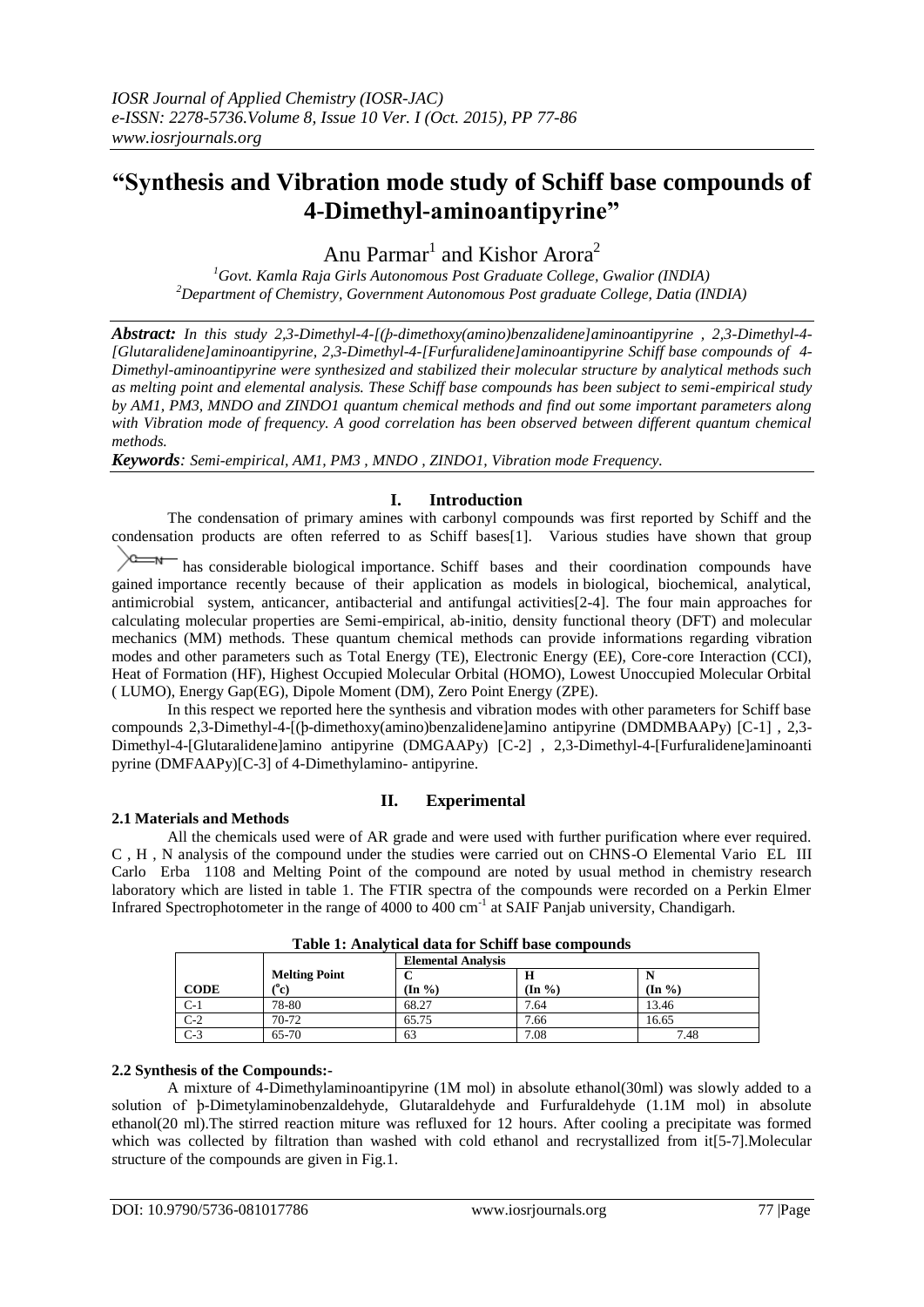# "Synthesis and Vibration mode study of Schiff base compounds of 4-Dimethyl-aminoantipyrine"

Anu Parmar[1] and Kishor Arora[2]

[1]*Govt. Kamla Raja Girls Autonomous Post Graduate College, Gwalior (INDIA)*
[2]*Department of Chemistry, Government Autonomous Post graduate College, Datia (INDIA)*

***Abstract:*** *In this study 2,3-Dimethyl-4-[(þ-dimethoxy(amino)benzalidene]aminoantipyrine , 2,3-Dimethyl-4-[Glutaralidene]aminoantipyrine, 2,3-Dimethyl-4-[Furfuralidene]aminoantipyrine Schiff base compounds of 4-Dimethyl-aminoantipyrine were synthesized and stabilized their molecular structure by analytical methods such as melting point and elemental analysis. These Schiff base compounds has been subject to semi-empirical study by AM1, PM3, MNDO and ZINDO1 quantum chemical methods and find out some important parameters along with Vibration mode of frequency. A good correlation has been observed between different quantum chemical methods.*

***Keywords****: Semi-empirical, AM1, PM3 , MNDO , ZINDO1, Vibration mode Frequency.*

## I. Introduction

The condensation of primary amines with carbonyl compounds was first reported by Schiff and the condensation products are often referred to as Schiff bases[1]. Various studies have shown that group >C=N— has considerable biological importance. Schiff bases and their coordination compounds have gained importance recently because of their application as models in biological, biochemical, analytical, antimicrobial system, anticancer, antibacterial and antifungal activities[2-4]. The four main approaches for calculating molecular properties are Semi-empirical, ab-initio, density functional theory (DFT) and molecular mechanics (MM) methods. These quantum chemical methods can provide informations regarding vibration modes and other parameters such as Total Energy (TE), Electronic Energy (EE), Core-core Interaction (CCI), Heat of Formation (HF), Highest Occupied Molecular Orbital (HOMO), Lowest Unoccupied Molecular Orbital ( LUMO), Energy Gap(EG), Dipole Moment (DM), Zero Point Energy (ZPE).

In this respect we reported here the synthesis and vibration modes with other parameters for Schiff base compounds 2,3-Dimethyl-4-[(þ-dimethoxy(amino)benzalidene]amino antipyrine (DMDMBAAPy) [C-1] , 2,3-Dimethyl-4-[Glutaralidene]amino antipyrine (DMGAAPy) [C-2] , 2,3-Dimethyl-4-[Furfuralidene]aminoanti pyrine (DMFAAPy)[C-3] of 4-Dimethylamino- antipyrine.

## II. Experimental

### 2.1 Materials and Methods

All the chemicals used were of AR grade and were used with further purification where ever required. C , H , N analysis of the compound under the studies were carried out on CHNS-O Elemental Vario EL III Carlo Erba 1108 and Melting Point of the compound are noted by usual method in chemistry research laboratory which are listed in table 1. The FTIR spectra of the compounds were recorded on a Perkin Elmer Infrared Spectrophotometer in the range of 4000 to 400 $cm^{-1}$ at SAIF Panjab university, Chandigarh.

**Table 1: Analytical data for Schiff base compounds**

| CODE | Melting Point ($^{o}$c) | Elemental Analysis C (In %) | H (In %) | N (In %) |
|---|---|---|---|---|
| C-1 | 78-80 | 68.27 | 7.64 | 13.46 |
| C-2 | 70-72 | 65.75 | 7.66 | 16.65 |
| C-3 | 65-70 | 63 | 7.08 | 7.48 |

### 2.2 Synthesis of the Compounds:-

A mixture of 4-Dimethylaminoantipyrine (1M mol) in absolute ethanol(30ml) was slowly added to a solution of þ-Dimetylaminobenzaldehyde, Glutaraldehyde and Furfuraldehyde (1.1M mol) in absolute ethanol(20 ml).The stirred reaction miture was refluxed for 12 hours. After cooling a precipitate was formed which was collected by filtration than washed with cold ethanol and recrystallized from it[5-7].Molecular structure of the compounds are given in Fig.1.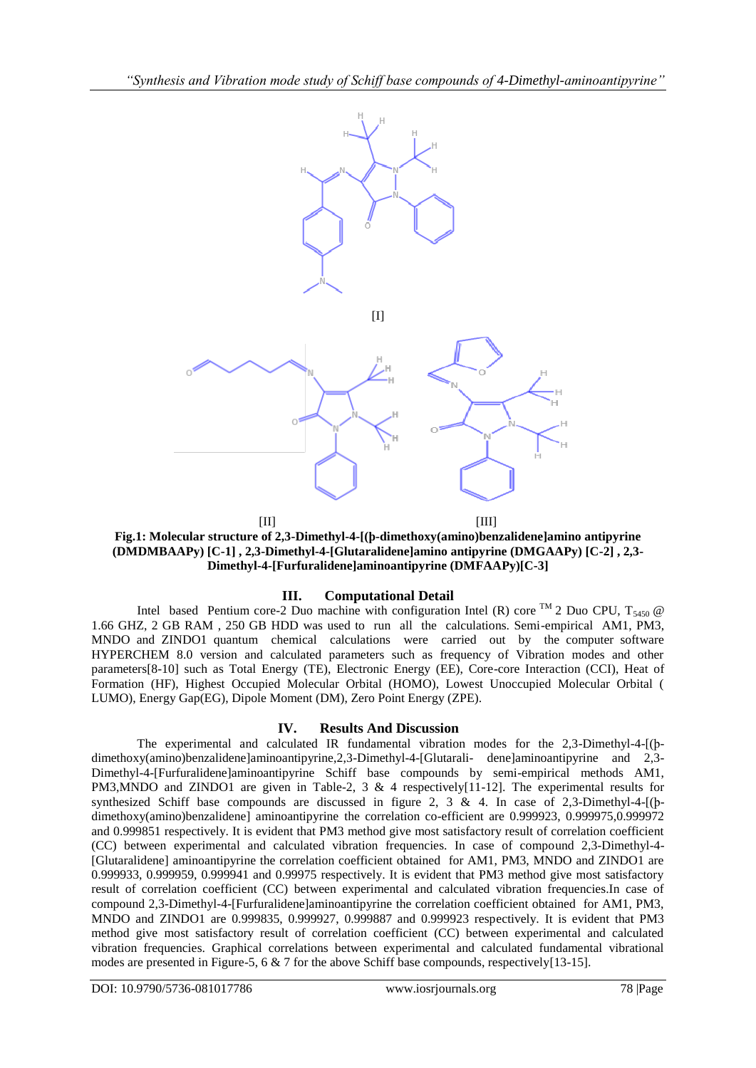[I]

[II] [III]

**Fig.1: Molecular structure of 2,3-Dimethyl-4-[(þ-dimethoxy(amino)benzalidene]amino antipyrine (DMDMBAAPy) [C-1] , 2,3-Dimethyl-4-[Glutaralidene]amino antipyrine (DMGAAPy) [C-2] , 2,3-Dimethyl-4-[Furfuralidene]aminoantipyrine (DMFAAPy)[C-3]**

## III. Computational Detail

Intel based Pentium core-2 Duo machine with configuration Intel (R) core TM 2 Duo CPU, $T_{5450}$ @ 1.66 GHZ, 2 GB RAM , 250 GB HDD was used to run all the calculations. Semi-empirical AM1, PM3, MNDO and ZINDO1 quantum chemical calculations were carried out by the computer software HYPERCHEM 8.0 version and calculated parameters such as frequency of Vibration modes and other parameters[8-10] such as Total Energy (TE), Electronic Energy (EE), Core-core Interaction (CCI), Heat of Formation (HF), Highest Occupied Molecular Orbital (HOMO), Lowest Unoccupied Molecular Orbital ( LUMO), Energy Gap(EG), Dipole Moment (DM), Zero Point Energy (ZPE).

## IV. Results And Discussion

The experimental and calculated IR fundamental vibration modes for the 2,3-Dimethyl-4-[(þ-dimethoxy(amino)benzalidene]aminoantipyrine,2,3-Dimethyl-4-[Glutarali- dene]aminoantipyrine and 2,3-Dimethyl-4-[Furfuralidene]aminoantipyrine Schiff base compounds by semi-empirical methods AM1, PM3,MNDO and ZINDO1 are given in Table-2, 3 & 4 respectively[11-12]. The experimental results for synthesized Schiff base compounds are discussed in figure 2, 3 & 4. In case of 2,3-Dimethyl-4-[(þ-dimethoxy(amino)benzalidene] aminoantipyrine the correlation co-efficient are 0.999923, 0.999975,0.999972 and 0.999851 respectively. It is evident that PM3 method give most satisfactory result of correlation coefficient (CC) between experimental and calculated vibration frequencies. In case of compound 2,3-Dimethyl-4-[Glutaralidene] aminoantipyrine the correlation coefficient obtained for AM1, PM3, MNDO and ZINDO1 are 0.999933, 0.999959, 0.999941 and 0.99975 respectively. It is evident that PM3 method give most satisfactory result of correlation coefficient (CC) between experimental and calculated vibration frequencies.In case of compound 2,3-Dimethyl-4-[Furfuralidene]aminoantipyrine the correlation coefficient obtained for AM1, PM3, MNDO and ZINDO1 are 0.999835, 0.999927, 0.999887 and 0.999923 respectively. It is evident that PM3 method give most satisfactory result of correlation coefficient (CC) between experimental and calculated vibration frequencies. Graphical correlations between experimental and calculated fundamental vibrational modes are presented in Figure-5, 6 & 7 for the above Schiff base compounds, respectively[13-15].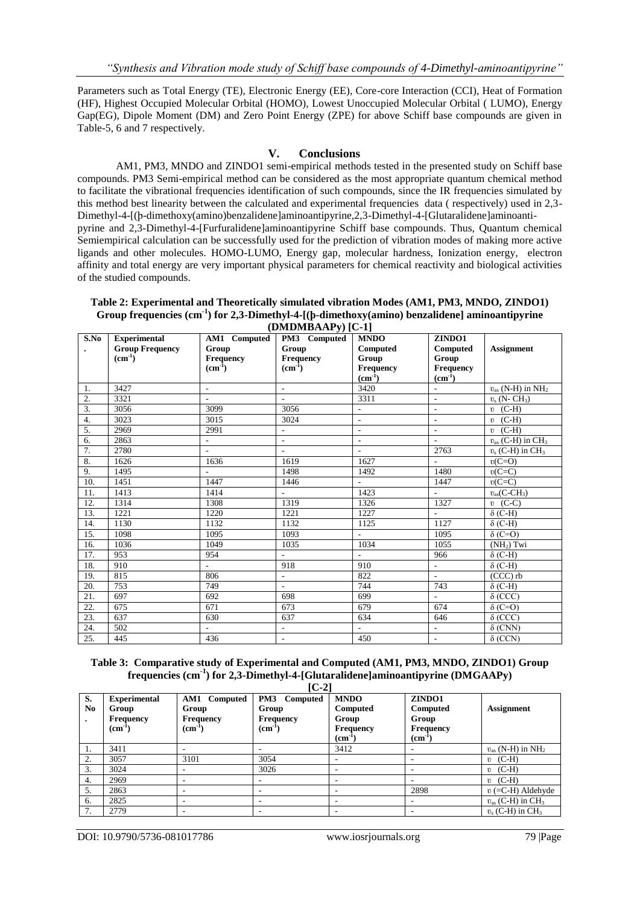Parameters such as Total Energy (TE), Electronic Energy (EE), Core-core Interaction (CCI), Heat of Formation (HF), Highest Occupied Molecular Orbital (HOMO), Lowest Unoccupied Molecular Orbital ( LUMO), Energy Gap(EG), Dipole Moment (DM) and Zero Point Energy (ZPE) for above Schiff base compounds are given in Table-5, 6 and 7 respectively.

## V. Conclusions

AM1, PM3, MNDO and ZINDO1 semi-empirical methods tested in the presented study on Schiff base compounds. PM3 Semi-empirical method can be considered as the most appropriate quantum chemical method to facilitate the vibrational frequencies identification of such compounds, since the IR frequencies simulated by this method best linearity between the calculated and experimental frequencies data ( respectively) used in 2,3-Dimethyl-4-[(þ-dimethoxy(amino)benzalidene]aminoantipyrine,2,3-Dimethyl-4-[Glutaralidene]aminoantipyrine and 2,3-Dimethyl-4-[Furfuralidene]aminoantipyrine Schiff base compounds. Thus, Quantum chemical Semiempirical calculation can be successfully used for the prediction of vibration modes of making more active ligands and other molecules. HOMO-LUMO, Energy gap, molecular hardness, Ionization energy, electron affinity and total energy are very important physical parameters for chemical reactivity and biological activities of the studied compounds.

**Table 2: Experimental and Theoretically simulated vibration Modes (AM1, PM3, MNDO, ZINDO1) Group frequencies ($cm^{-1}$) for 2,3-Dimethyl-4-[(þ-dimethoxy(amino) benzalidene] aminoantipyrine (DMDMBAAPy) [C-1]**

| S.No. | Experimental Group Frequency ($cm^{-1}$) | AM1 Computed Group Frequency ($cm^{-1}$) | PM3 Computed Group Frequency ($cm^{-1}$) | MNDO Computed Group Frequency ($cm^{-1}$) | ZINDO1 Computed Group Frequency ($cm^{-1}$) | Assignment |
|---|---|---|---|---|---|---|
| 1. | 3427 | - | - | 3420 | - | $\upsilon_{as}$ (N-H) in $NH_2$ |
| 2. | 3321 | - | - | 3311 | - | $\upsilon_s$ (N- $CH_3$) |
| 3. | 3056 | 3099 | 3056 | - | - | $\upsilon$ (C-H) |
| 4. | 3023 | 3015 | 3024 | - | - | $\upsilon$ (C-H) |
| 5. | 2969 | 2991 | - | - | - | $\upsilon$ (C-H) |
| 6. | 2863 | - | - | - | - | $\upsilon_{as}$ (C-H) in $CH_3$ |
| 7. | 2780 | - | - | - | 2763 | $\upsilon_s$ (C-H) in $CH_3$ |
| 8. | 1626 | 1636 | 1619 | 1627 | - | $\upsilon$(C=O) |
| 9. | 1495 | - | 1498 | 1492 | 1480 | $\upsilon$(C=C) |
| 10. | 1451 | 1447 | 1446 | - | 1447 | $\upsilon$(C=C) |
| 11. | 1413 | 1414 | - | 1423 | - | $\upsilon_{as}$(C-$CH_3$) |
| 12. | 1314 | 1308 | 1319 | 1326 | 1327 | $\upsilon$ (C-C) |
| 13. | 1221 | 1220 | 1221 | 1227 | - | $\delta$ (C-H) |
| 14. | 1130 | 1132 | 1132 | 1125 | 1127 | $\delta$ (C-H) |
| 15. | 1098 | 1095 | 1093 | - | 1095 | $\delta$ (C=O) |
| 16. | 1036 | 1049 | 1035 | 1034 | 1055 | ($NH_2$) Twi |
| 17. | 953 | 954 | - | - | 966 | $\delta$ (C-H) |
| 18. | 910 | - | 918 | 910 | - | $\delta$ (C-H) |
| 19. | 815 | 806 | - | 822 | - | (CCC) rb |
| 20. | 753 | 749 | - | 744 | 743 | $\delta$ (C-H) |
| 21. | 697 | 692 | 698 | 699 | - | $\delta$ (CCC) |
| 22. | 675 | 671 | 673 | 679 | 674 | $\delta$ (C=O) |
| 23. | 637 | 630 | 637 | 634 | 646 | $\delta$ (CCC) |
| 24. | 502 | - | - | - | - | $\delta$ (CNN) |
| 25. | 445 | 436 | - | 450 | - | $\delta$ (CCN) |

**Table 3: Comparative study of Experimental and Computed (AM1, PM3, MNDO, ZINDO1) Group frequencies ($cm^{-1}$) for 2,3-Dimethyl-4-[Glutaralidene]aminoantipyrine (DMGAAPy) [C-2]**

| S. No. | Experimental Group Frequency ($cm^{-1}$) | AM1 Computed Group Frequency ($cm^{-1}$) | PM3 Computed Group Frequency ($cm^{-1}$) | MNDO Computed Group Frequency ($cm^{-1}$) | ZINDO1 Computed Group Frequency ($cm^{-1}$) | Assignment |
|---|---|---|---|---|---|---|
| 1. | 3411 | - | - | 3412 | - | $\upsilon_{as}$ (N-H) in $NH_2$ |
| 2. | 3057 | 3101 | 3054 | - | - | $\upsilon$ (C-H) |
| 3. | 3024 | - | 3026 | - | - | $\upsilon$ (C-H) |
| 4. | 2969 | - | - | - | - | $\upsilon$ (C-H) |
| 5. | 2863 | - | - | - | 2898 | $\upsilon$ (=C-H) Aldehyde |
| 6. | 2825 | - | - | - | - | $\upsilon_{as}$ (C-H) in $CH_3$ |
| 7. | 2779 | - | - | - | - | $\upsilon_s$ (C-H) in $CH_3$ |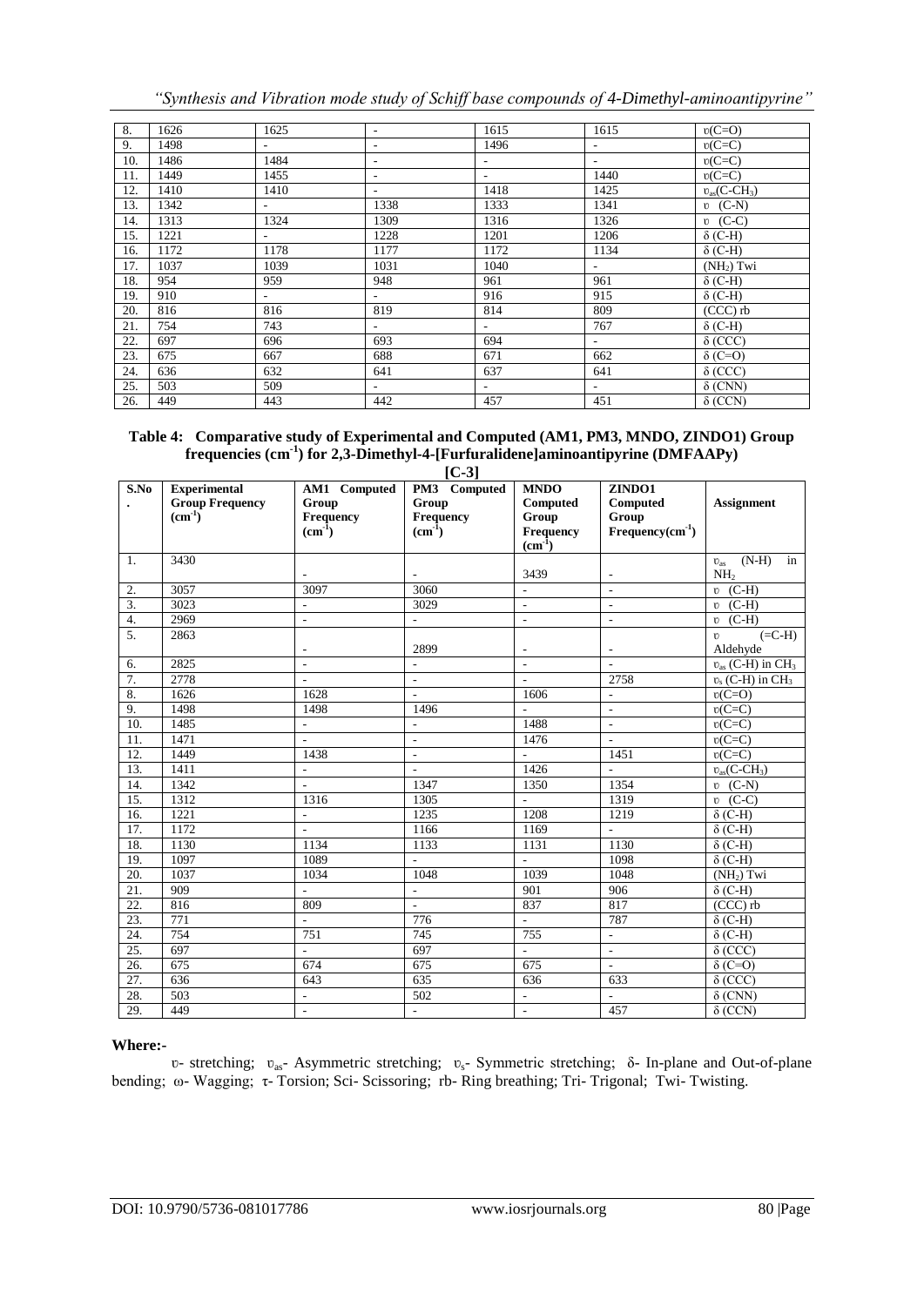| 8. | 1626 | 1625 | - | 1615 | 1615 | $\upsilon$(C=O) |
|---|---|---|---|---|---|---|
| 9. | 1498 | - | - | 1496 | - | $\upsilon$(C=C) |
| 10. | 1486 | 1484 | - | - | - | $\upsilon$(C=C) |
| 11. | 1449 | 1455 | - | - | 1440 | $\upsilon$(C=C) |
| 12. | 1410 | 1410 | - | 1418 | 1425 | $\upsilon_{as}$(C-$CH_3$) |
| 13. | 1342 | - | 1338 | 1333 | 1341 | $\upsilon$ (C-N) |
| 14. | 1313 | 1324 | 1309 | 1316 | 1326 | $\upsilon$ (C-C) |
| 15. | 1221 | - | 1228 | 1201 | 1206 | δ (C-H) |
| 16. | 1172 | 1178 | 1177 | 1172 | 1134 | δ (C-H) |
| 17. | 1037 | 1039 | 1031 | 1040 | - | ($NH_2$) Twi |
| 18. | 954 | 959 | 948 | 961 | 961 | δ (C-H) |
| 19. | 910 | - | - | 916 | 915 | δ (C-H) |
| 20. | 816 | 816 | 819 | 814 | 809 | (CCC) rb |
| 21. | 754 | 743 | - | - | 767 | δ (C-H) |
| 22. | 697 | 696 | 693 | 694 | - | δ (CCC) |
| 23. | 675 | 667 | 688 | 671 | 662 | δ (C=O) |
| 24. | 636 | 632 | 641 | 637 | 641 | δ (CCC) |
| 25. | 503 | 509 | - | - | - | δ (CNN) |
| 26. | 449 | 443 | 442 | 457 | 451 | δ (CCN) |

**Table 4: Comparative study of Experimental and Computed (AM1, PM3, MNDO, ZINDO1) Group frequencies ($cm^{-1}$) for 2,3-Dimethyl-4-[Furfuralidene]aminoantipyrine (DMFAAPy) [C-3]**

| S.No. | Experimental Group Frequency ($cm^{-1}$) | AM1 Computed Group Frequency ($cm^{-1}$) | PM3 Computed Group Frequency ($cm^{-1}$) | MNDO Computed Group Frequency ($cm^{-1}$) | ZINDO1 Computed Group Frequency($cm^{-1}$) | Assignment |
|---|---|---|---|---|---|---|
| 1. | 3430 | - | - | 3439 | - | $\upsilon_{as}$ (N-H) in $NH_2$ |
| 2. | 3057 | 3097 | 3060 | - | - | $\upsilon$ (C-H) |
| 3. | 3023 | - | 3029 | - | - | $\upsilon$ (C-H) |
| 4. | 2969 | - | - | - | - | $\upsilon$ (C-H) |
| 5. | 2863 | - | 2899 | - | - | $\upsilon$ (=C-H) Aldehyde |
| 6. | 2825 | - | - | - | - | $\upsilon_{as}$ (C-H) in $CH_3$ |
| 7. | 2778 | - | - | - | 2758 | $\upsilon_s$ (C-H) in $CH_3$ |
| 8. | 1626 | 1628 | - | 1606 | - | $\upsilon$(C=O) |
| 9. | 1498 | 1498 | 1496 | - | - | $\upsilon$(C=C) |
| 10. | 1485 | - | - | 1488 | - | $\upsilon$(C=C) |
| 11. | 1471 | - | - | 1476 | - | $\upsilon$(C=C) |
| 12. | 1449 | 1438 | - | - | 1451 | $\upsilon$(C=C) |
| 13. | 1411 | - | - | 1426 | - | $\upsilon_{as}$(C-$CH_3$) |
| 14. | 1342 | - | 1347 | 1350 | 1354 | $\upsilon$ (C-N) |
| 15. | 1312 | 1316 | 1305 | - | 1319 | $\upsilon$ (C-C) |
| 16. | 1221 | - | 1235 | 1208 | 1219 | δ (C-H) |
| 17. | 1172 | - | 1166 | 1169 | - | δ (C-H) |
| 18. | 1130 | 1134 | 1133 | 1131 | 1130 | δ (C-H) |
| 19. | 1097 | 1089 | - | - | 1098 | δ (C-H) |
| 20. | 1037 | 1034 | 1048 | 1039 | 1048 | ($NH_2$) Twi |
| 21. | 909 | - | - | 901 | 906 | δ (C-H) |
| 22. | 816 | 809 | - | 837 | 817 | (CCC) rb |
| 23. | 771 | - | 776 | - | 787 | δ (C-H) |
| 24. | 754 | 751 | 745 | 755 | - | δ (C-H) |
| 25. | 697 | - | 697 | - | - | δ (CCC) |
| 26. | 675 | 674 | 675 | 675 | - | δ (C=O) |
| 27. | 636 | 643 | 635 | 636 | 633 | δ (CCC) |
| 28. | 503 | - | 502 | - | - | δ (CNN) |
| 29. | 449 | - | - | - | 457 | δ (CCN) |

**Where:-**

$\upsilon$- stretching; $\upsilon_{as}$- Asymmetric stretching; $\upsilon_s$- Symmetric stretching; δ- In-plane and Out-of-plane bending; ω- Wagging; τ- Torsion; Sci- Scissoring; rb- Ring breathing; Tri- Trigonal; Twi- Twisting.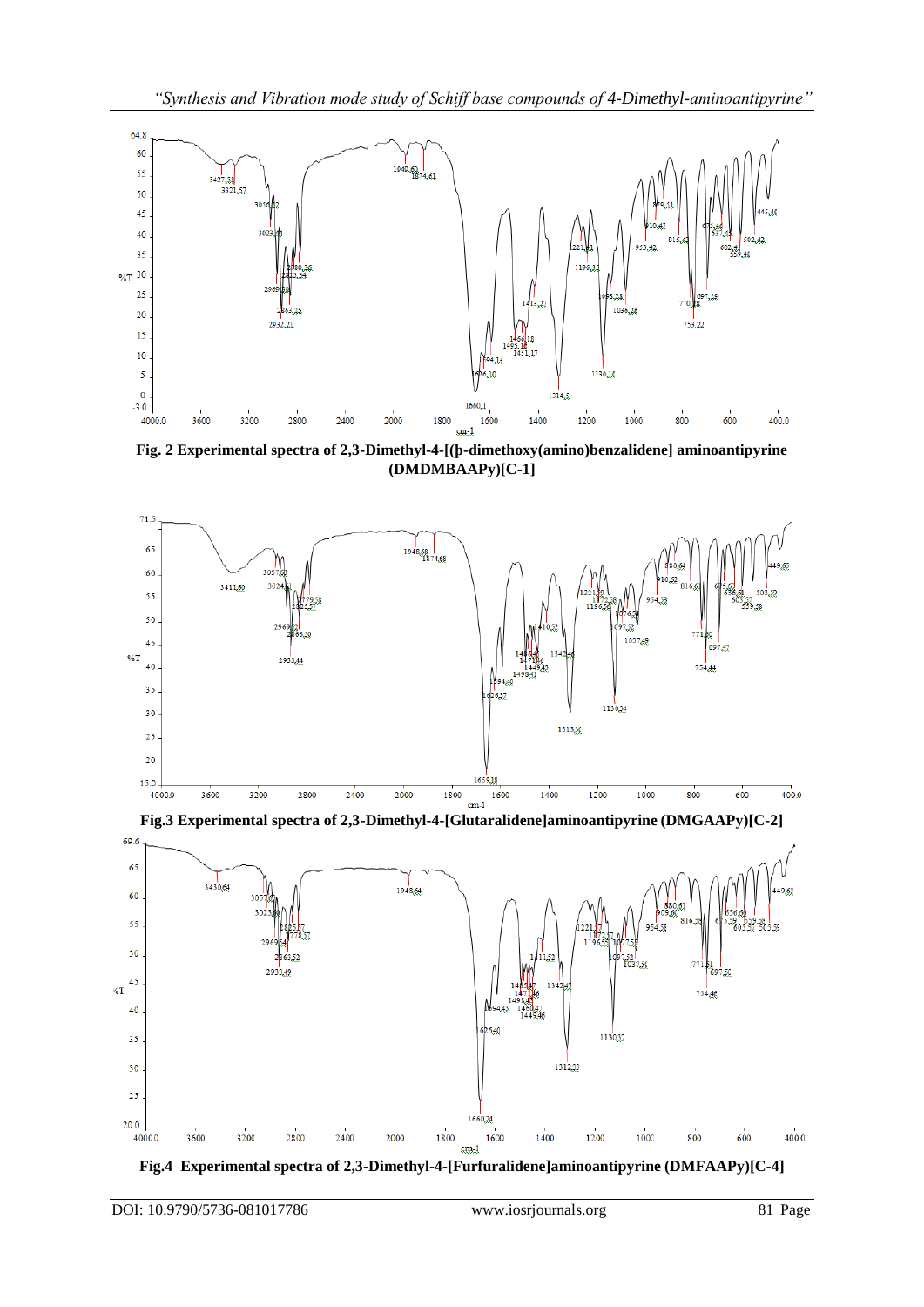**Fig. 2 Experimental spectra of 2,3-Dimethyl-4-[(þ-dimethoxy(amino)benzalidene] aminoantipyrine (DMDMBAAPy)[C-1]**

**Fig.3 Experimental spectra of 2,3-Dimethyl-4-[Glutaralidene]aminoantipyrine (DMGAAPy)[C-2]**

**Fig.4 Experimental spectra of 2,3-Dimethyl-4-[Furfuralidene]aminoantipyrine (DMFAAPy)[C-4]**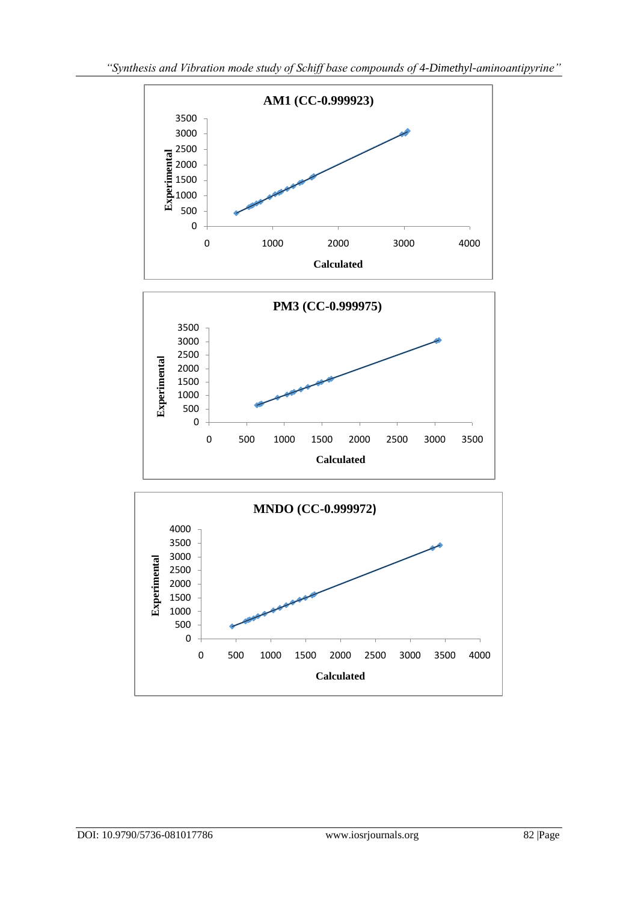**AM1 (CC-0.999923)**

**PM3 (CC-0.999975)**

**MNDO (CC-0.999972)**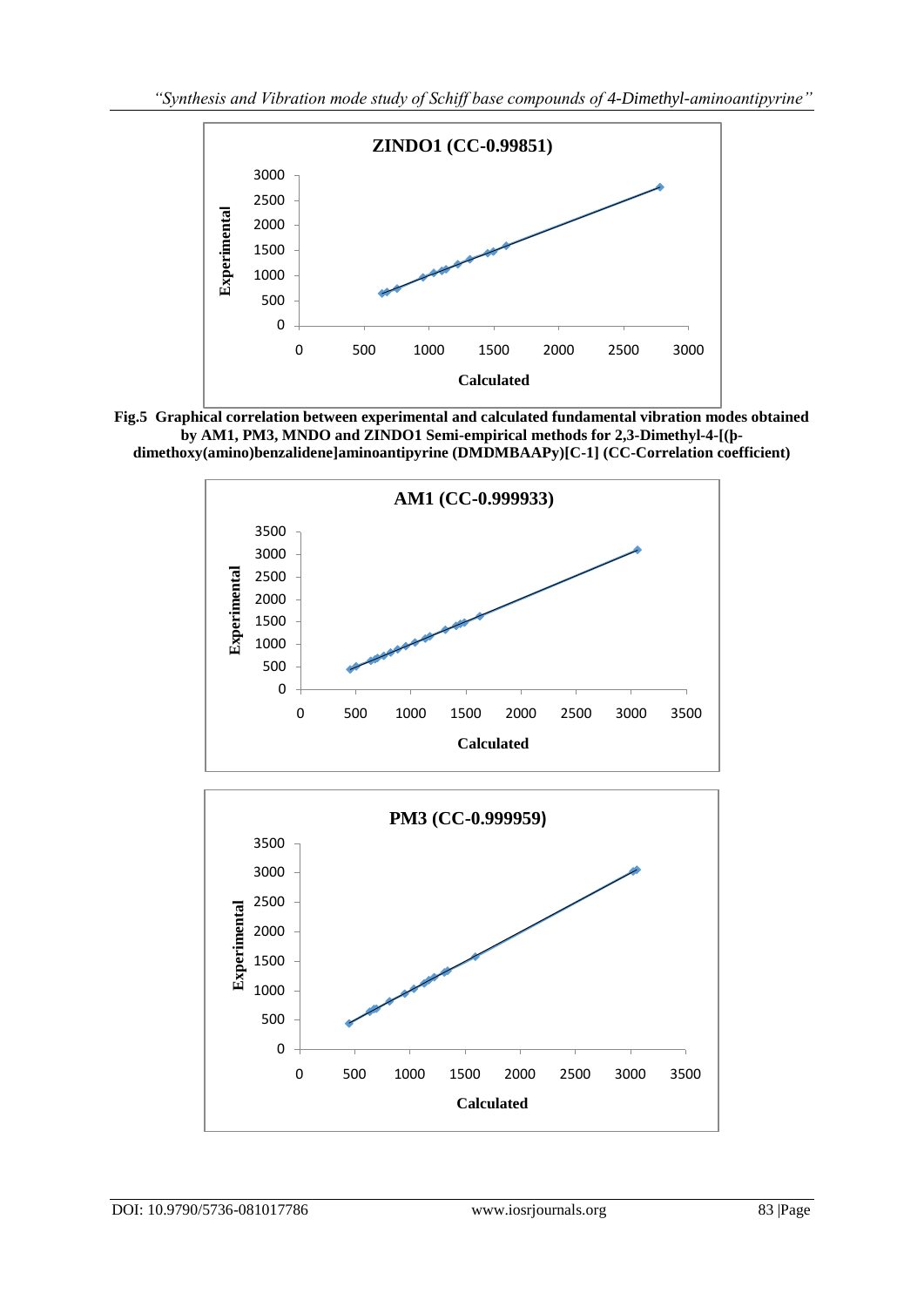**ZINDO1 (CC-0.99851)**

**Fig.5 Graphical correlation between experimental and calculated fundamental vibration modes obtained by AM1, PM3, MNDO and ZINDO1 Semi-empirical methods for 2,3-Dimethyl-4-[(þ-dimethoxy(amino)benzalidene]aminoantipyrine (DMDMBAAPy)[C-1] (CC-Correlation coefficient)**

**AM1 (CC-0.999933)**

**PM3 (CC-0.999959)**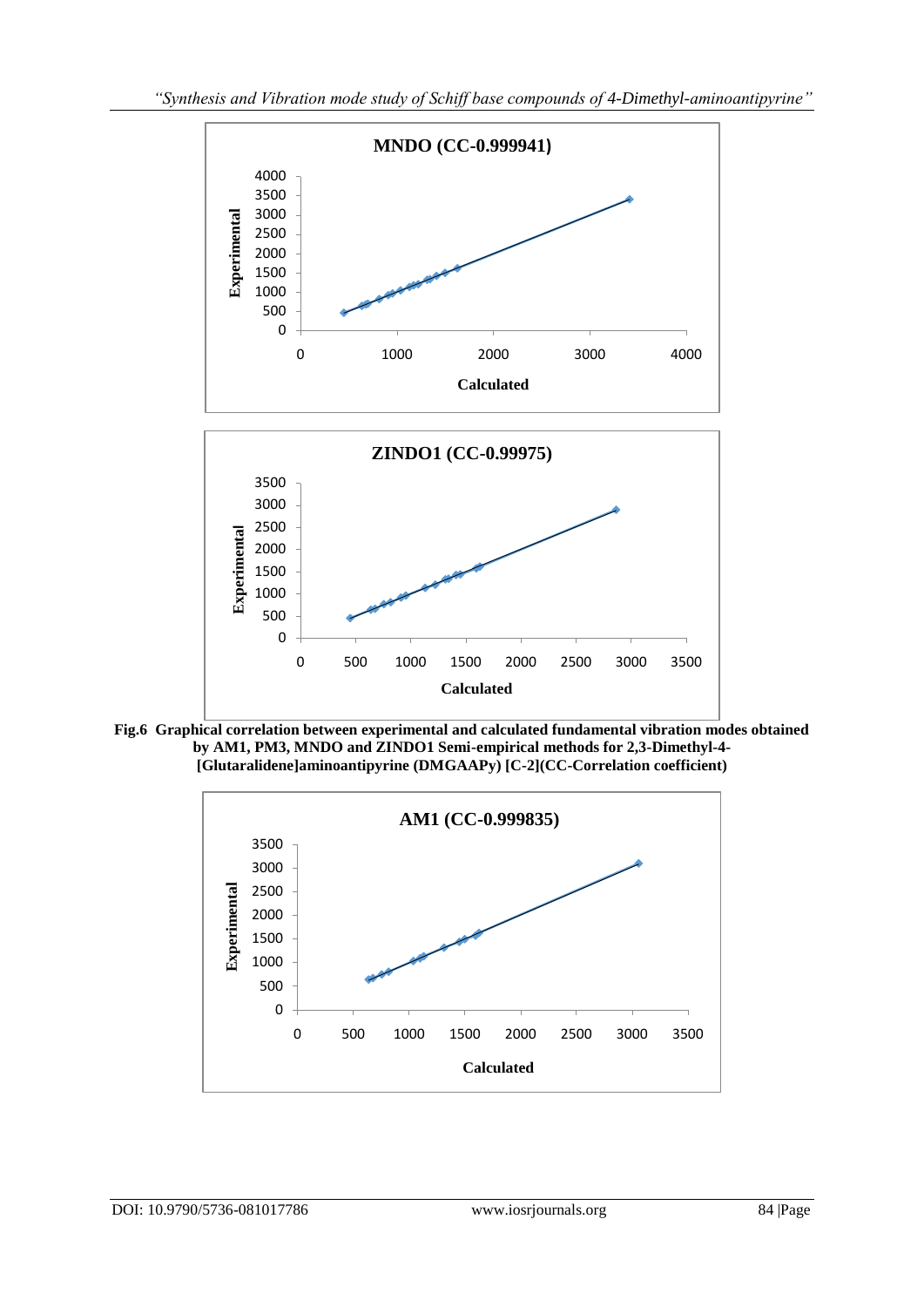**Fig.6 Graphical correlation between experimental and calculated fundamental vibration modes obtained by AM1, PM3, MNDO and ZINDO1 Semi-empirical methods for 2,3-Dimethyl-4-[Glutaralidene]aminoantipyrine (DMGAAPy) [C-2](CC-Correlation coefficient)**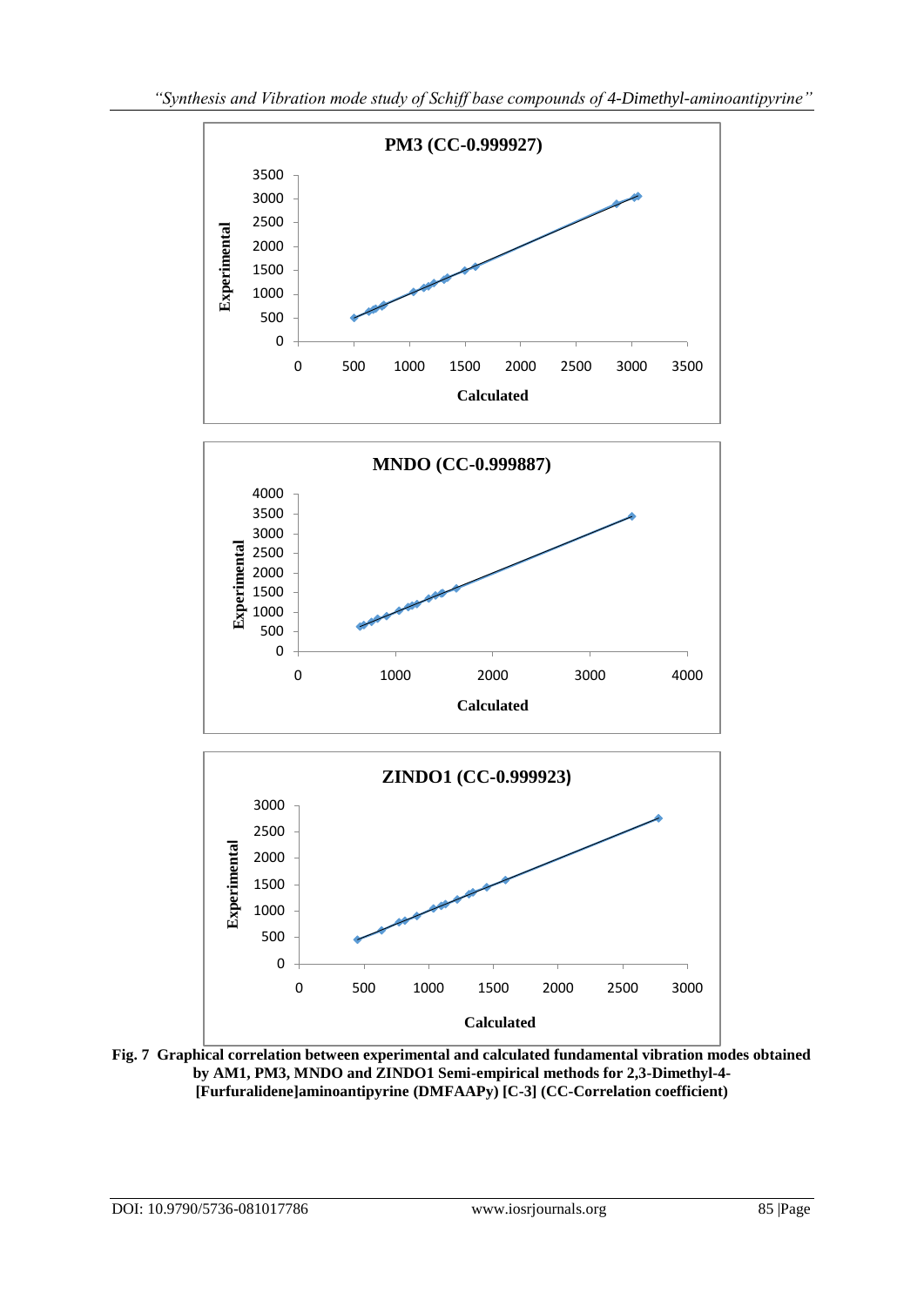**PM3 (CC-0.999927)**

**MNDO (CC-0.999887)**

**ZINDO1 (CC-0.999923)**

**Fig. 7 Graphical correlation between experimental and calculated fundamental vibration modes obtained by AM1, PM3, MNDO and ZINDO1 Semi-empirical methods for 2,3-Dimethyl-4-[Furfuralidene]aminoantipyrine (DMFAAPy) [C-3] (CC-Correlation coefficient)**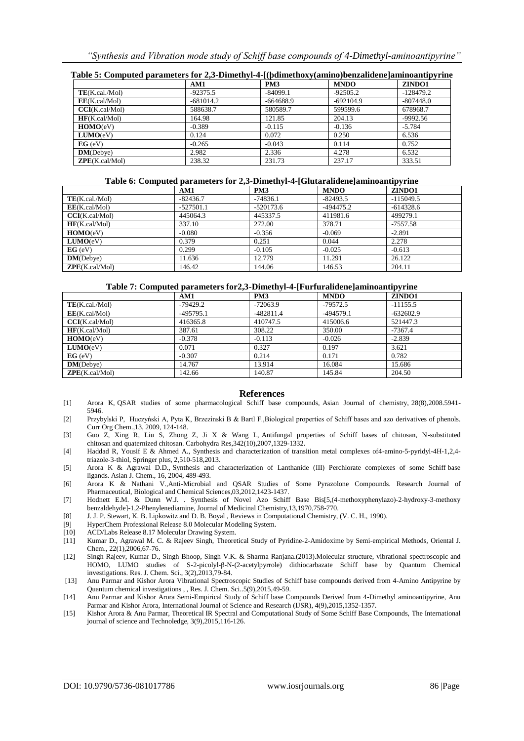**Table 5: Computed parameters for 2,3-Dimethyl-4-[(þdimethoxy(amino)benzalidene]aminoantipyrine**

| | AM1 | PM3 | MNDO | ZINDO1 |
|---|---|---|---|---|
| **TE**(K.cal./Mol) | -92375.5 | -84099.1 | -92505.2 | -128479.2 |
| **EE**(K.cal/Mol) | -681014.2 | -664688.9 | -692104.9 | -807448.0 |
| **CCI**(K.cal/Mol) | 588638.7 | 580589.7 | 599599.6 | 678968.7 |
| **HF**(K.cal/Mol) | 164.98 | 121.85 | 204.13 | -9992.56 |
| **HOMO**(eV) | -0.389 | -0.115 | -0.136 | -5.784 |
| **LUMO**(eV) | 0.124 | 0.072 | 0.250 | 6.536 |
| **EG** (eV) | -0.265 | -0.043 | 0.114 | 0.752 |
| **DM**(Debye) | 2.982 | 2.336 | 4.278 | 6.532 |
| **ZPE**(K.cal/Mol) | 238.32 | 231.73 | 237.17 | 333.51 |

**Table 6: Computed parameters for 2,3-Dimethyl-4-[Glutaralidene]aminoantipyrine**

| | AM1 | PM3 | MNDO | ZINDO1 |
|---|---|---|---|---|
| **TE**(K.cal./Mol) | -82436.7 | -74836.1 | -82493.5 | -115049.5 |
| **EE**(K.cal/Mol) | -527501.1 | -520173.6 | -494475.2 | -614328.6 |
| **CCI**(K.cal/Mol) | 445064.3 | 445337.5 | 411981.6 | 499279.1 |
| **HF**(K.cal/Mol) | 337.10 | 272.00 | 378.71 | -7557.58 |
| **HOMO**(eV) | -0.080 | -0.356 | -0.069 | -2.891 |
| **LUMO**(eV) | 0.379 | 0.251 | 0.044 | 2.278 |
| **EG** (eV) | 0.299 | -0.105 | -0.025 | -0.613 |
| **DM**(Debye) | 11.636 | 12.779 | 11.291 | 26.122 |
| **ZPE**(K.cal/Mol) | 146.42 | 144.06 | 146.53 | 204.11 |

**Table 7: Computed parameters for2,3-Dimethyl-4-[Furfuralidene]aminoantipyrine**

| | AM1 | PM3 | MNDO | ZINDO1 |
|---|---|---|---|---|
| **TE**(K.cal./Mol) | -79429.2 | -72063.9 | -79572.5 | -11155.5 |
| **EE**(K.cal/Mol) | -495795.1 | -482811.4 | -494579.1 | -632602.9 |
| **CCI**(K.cal/Mol) | 416365.8 | 410747.5 | 415006.6 | 521447.3 |
| **HF**(K.cal/Mol) | 387.61 | 308.22 | 350.00 | -7367.4 |
| **HOMO**(eV) | -0.378 | -0.113 | -0.026 | -2.839 |
| **LUMO**(eV) | 0.071 | 0.327 | 0.197 | 3.621 |
| **EG** (eV) | -0.307 | 0.214 | 0.171 | 0.782 |
| **DM**(Debye) | 14.767 | 13.914 | 16.084 | 15.686 |
| **ZPE**(K.cal/Mol) | 142.66 | 140.87 | 145.84 | 204.50 |

## References

[1] Arora K, QSAR studies of some pharmacological Schiff base compounds, Asian Journal of chemistry, 28(8),2008.5941-5946.

[2] Przybylski P, Huczyński A, Pyta K, Brzezinski B & Bartl F.,Biological properties of Schiff bases and azo derivatives of phenols. Curr Org Chem.,13, 2009, 124-148.

[3] Guo Z, Xing R, Liu S, Zhong Z, Ji X & Wang L, Antifungal properties of Schiff bases of chitosan, N-substituted chitosan and quaternized chitosan. Carbohydra Res,342(10),2007,1329-1332.

[4] Haddad R, Yousif E & Ahmed A., Synthesis and characterization of transition metal complexes of4-amino-5-pyridyl-4H-1,2,4-triazole-3-thiol, Springer plus, 2,510-518,2013.

[5] Arora K & Agrawal D.D., Synthesis and characterization of Lanthanide (III) Perchlorate complexes of some Schiff base ligands. Asian J. Chem., 16, 2004, 489-493.

[6] Arora K & Nathani V.,Anti-Microbial and QSAR Studies of Some Pyrazolone Compounds. Research Journal of Pharmaceutical, Biological and Chemical Sciences,03,2012,1423-1437.

[7] Hodnett E.M. & Dunn W.J. . Synthesis of Novel Azo Schiff Base Bis[5,(4-methoxyphenylazo)-2-hydroxy-3-methoxy benzaldehyde]-1,2-Phenylenediamine, Journal of Medicinal Chemistry,13,1970,758-770.

[8] J. J. P. Stewart, K. B. Lipkowitz and D. B. Boyal , Reviews in Computational Chemistry, (V. C. H., 1990).

[9] HyperChem Professional Release 8.0 Molecular Modeling System.

[10] ACD/Labs Release 8.17 Molecular Drawing System.

[11] Kumar D., Agrawal M. C. & Rajeev Singh, Theoretical Study of Pyridine-2-Amidoxime by Semi-empirical Methods, Oriental J. Chem., 22(1),2006,67-76.

[12] Singh Rajeev, Kumar D., Singh Bhoop, Singh V.K. & Sharma Ranjana.(2013).Molecular structure, vibrational spectroscopic and HOMO, LUMO studies of S-2-picolyl-β-N-(2-acetylpyrrole) dithiocarbazate Schiff base by Quantum Chemical investigations. Res. J. Chem. Sci., 3(2),2013,79-84.

[13] Anu Parmar and Kishor Arora Vibrational Spectroscopic Studies of Schiff base compounds derived from 4-Amino Antipyrine by Quantum chemical investigations , , Res. J. Chem. Sci..5(9),2015,49-59.

[14] Anu Parmar and Kishor Arora Semi-Empirical Study of Schiff base Compounds Derived from 4-Dimethyl aminoantipyrine, Anu Parmar and Kishor Arora, International Journal of Science and Research (IJSR), 4(9),2015,1352-1357.

[15] Kishor Arora & Anu Parmar, Theoretical IR Spectral and Computational Study of Some Schiff Base Compounds, The International journal of science and Technoledge, 3(9),2015,116-126.